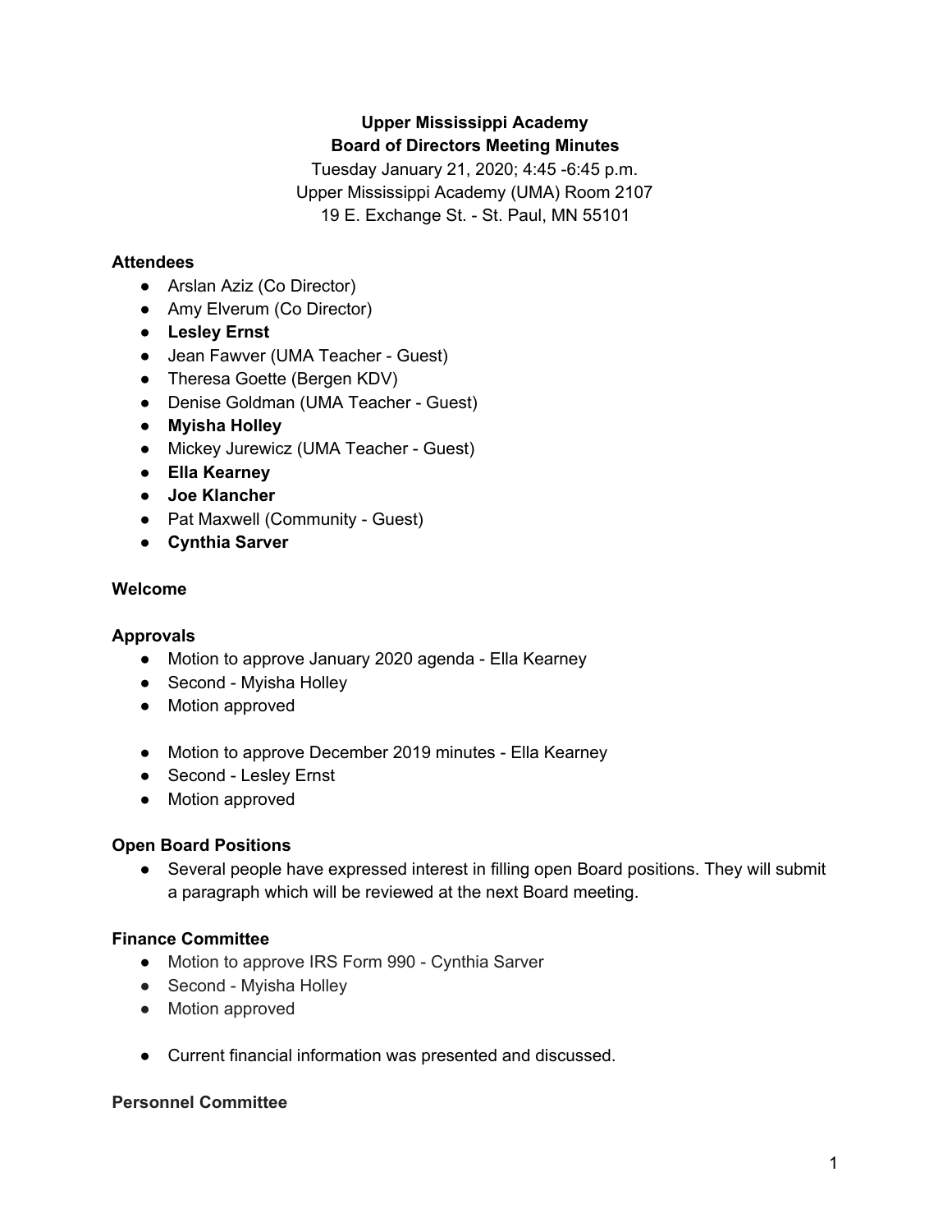# Upper Mississippi Academy

## Board of Directors Meeting Minutes

Tuesday January 21, 2020; 4:45 -6:45 p.m.
Upper Mississippi Academy (UMA) Room 2107
19 E. Exchange St. - St. Paul, MN 55101

### Attendees

- Arslan Aziz (Co Director)
- Amy Elverum (Co Director)
- **Lesley Ernst**
- Jean Fawver (UMA Teacher - Guest)
- Theresa Goette (Bergen KDV)
- Denise Goldman (UMA Teacher - Guest)
- **Myisha Holley**
- Mickey Jurewicz (UMA Teacher - Guest)
- **Ella Kearney**
- **Joe Klancher**
- Pat Maxwell (Community - Guest)
- **Cynthia Sarver**

### Welcome

### Approvals

- Motion to approve January 2020 agenda - Ella Kearney
- Second - Myisha Holley
- Motion approved

- Motion to approve December 2019 minutes - Ella Kearney
- Second - Lesley Ernst
- Motion approved

### Open Board Positions

- Several people have expressed interest in filling open Board positions. They will submit a paragraph which will be reviewed at the next Board meeting.

### Finance Committee

- Motion to approve IRS Form 990 - Cynthia Sarver
- Second - Myisha Holley
- Motion approved

- Current financial information was presented and discussed.

### Personnel Committee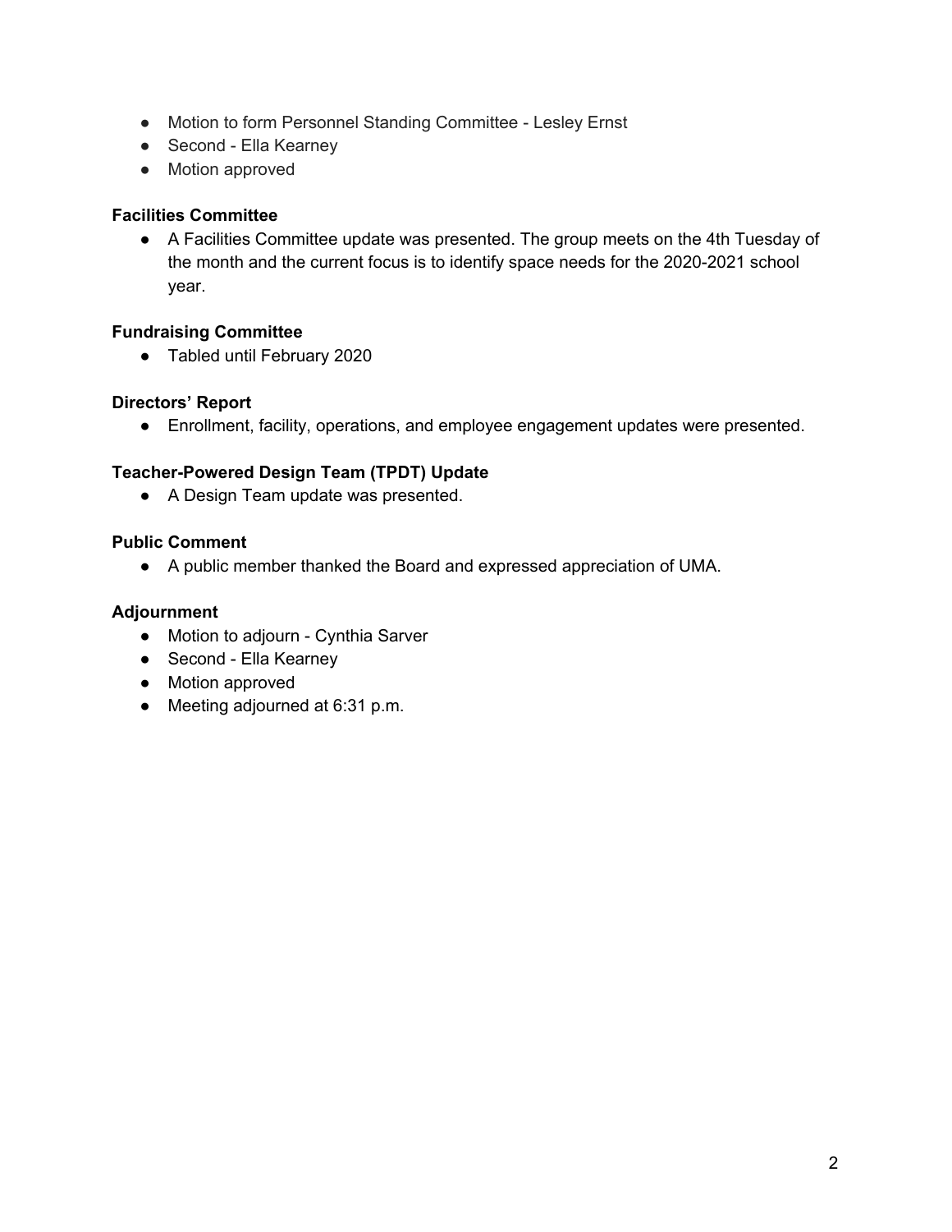- Motion to form Personnel Standing Committee - Lesley Ernst
- Second - Ella Kearney
- Motion approved

**Facilities Committee**

- A Facilities Committee update was presented. The group meets on the 4th Tuesday of the month and the current focus is to identify space needs for the 2020-2021 school year.

**Fundraising Committee**

- Tabled until February 2020

**Directors' Report**

- Enrollment, facility, operations, and employee engagement updates were presented.

**Teacher-Powered Design Team (TPDT) Update**

- A Design Team update was presented.

**Public Comment**

- A public member thanked the Board and expressed appreciation of UMA.

**Adjournment**

- Motion to adjourn - Cynthia Sarver
- Second - Ella Kearney
- Motion approved
- Meeting adjourned at 6:31 p.m.